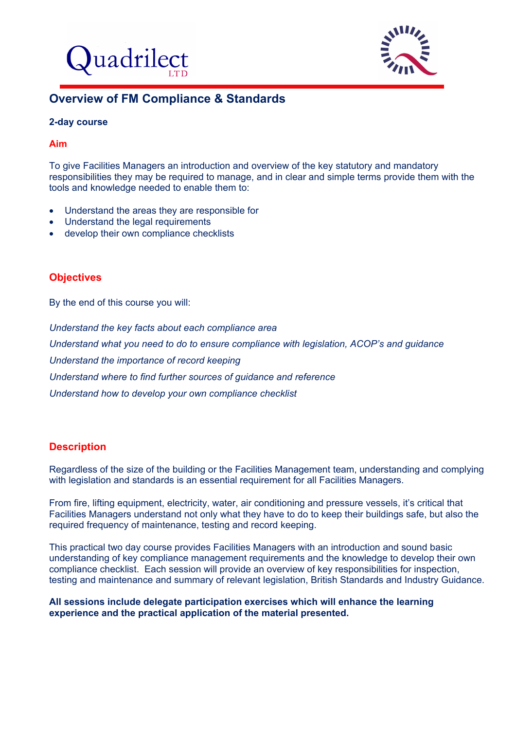Quadrilect LTD

# Overview of FM Compliance & Standards

**2-day course**

## Aim

To give Facilities Managers an introduction and overview of the key statutory and mandatory responsibilities they may be required to manage, and in clear and simple terms provide them with the tools and knowledge needed to enable them to:

- Understand the areas they are responsible for
- Understand the legal requirements
- develop their own compliance checklists

## Objectives

By the end of this course you will:

*Understand the key facts about each compliance area*

*Understand what you need to do to ensure compliance with legislation, ACOP's and guidance*

*Understand the importance of record keeping*

*Understand where to find further sources of guidance and reference*

*Understand how to develop your own compliance checklist*

## Description

Regardless of the size of the building or the Facilities Management team, understanding and complying with legislation and standards is an essential requirement for all Facilities Managers.

From fire, lifting equipment, electricity, water, air conditioning and pressure vessels, it's critical that Facilities Managers understand not only what they have to do to keep their buildings safe, but also the required frequency of maintenance, testing and record keeping.

This practical two day course provides Facilities Managers with an introduction and sound basic understanding of key compliance management requirements and the knowledge to develop their own compliance checklist. Each session will provide an overview of key responsibilities for inspection, testing and maintenance and summary of relevant legislation, British Standards and Industry Guidance.

**All sessions include delegate participation exercises which will enhance the learning experience and the practical application of the material presented.**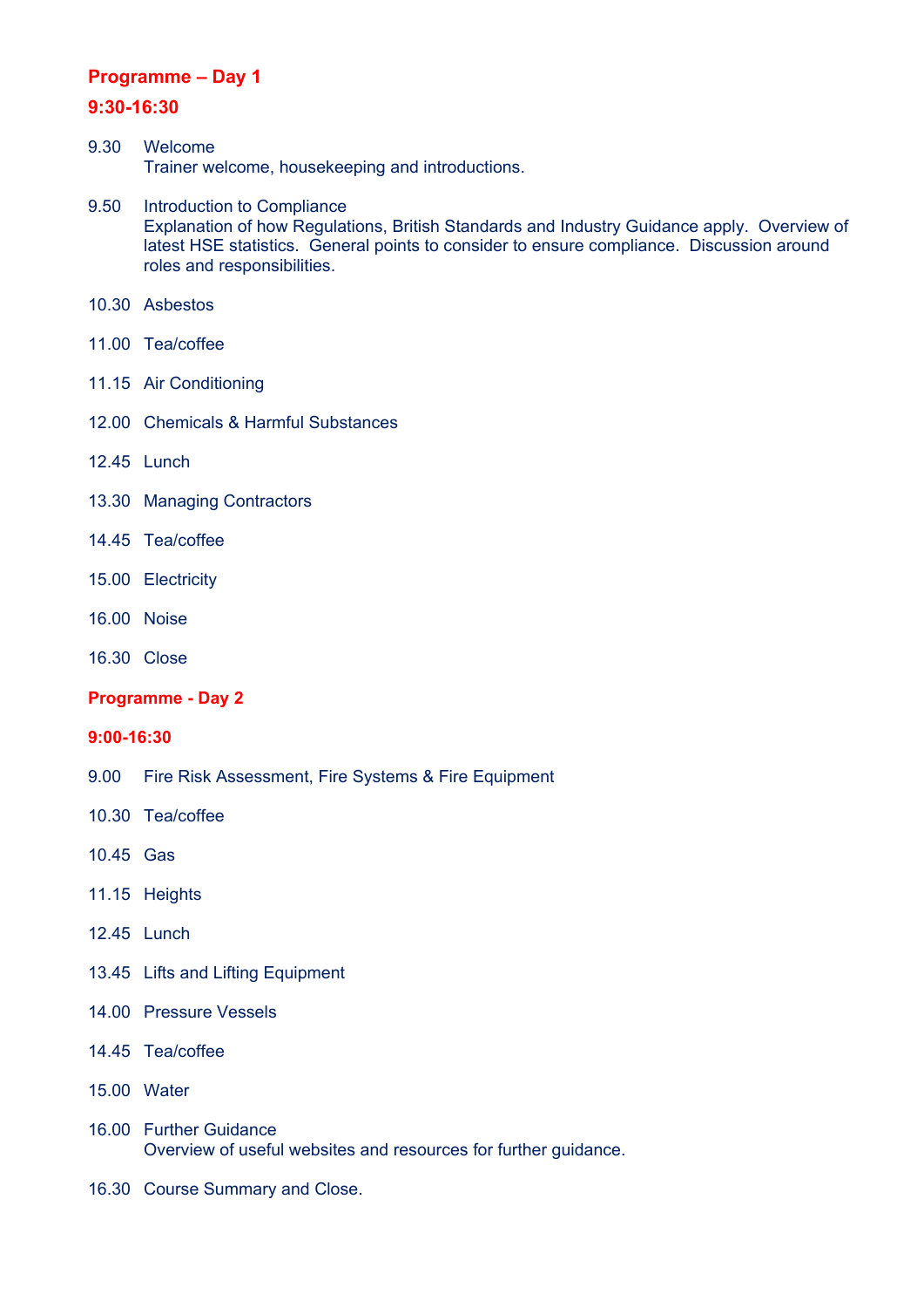## Programme – Day 1

### 9:30-16:30

9.30 Welcome
Trainer welcome, housekeeping and introductions.

9.50 Introduction to Compliance
Explanation of how Regulations, British Standards and Industry Guidance apply. Overview of latest HSE statistics. General points to consider to ensure compliance. Discussion around roles and responsibilities.

10.30 Asbestos

11.00 Tea/coffee

11.15 Air Conditioning

12.00 Chemicals & Harmful Substances

12.45 Lunch

13.30 Managing Contractors

14.45 Tea/coffee

15.00 Electricity

16.00 Noise

16.30 Close

## Programme - Day 2

### 9:00-16:30

9.00 Fire Risk Assessment, Fire Systems & Fire Equipment

10.30 Tea/coffee

10.45 Gas

11.15 Heights

12.45 Lunch

13.45 Lifts and Lifting Equipment

14.00 Pressure Vessels

14.45 Tea/coffee

15.00 Water

16.00 Further Guidance
Overview of useful websites and resources for further guidance.

16.30 Course Summary and Close.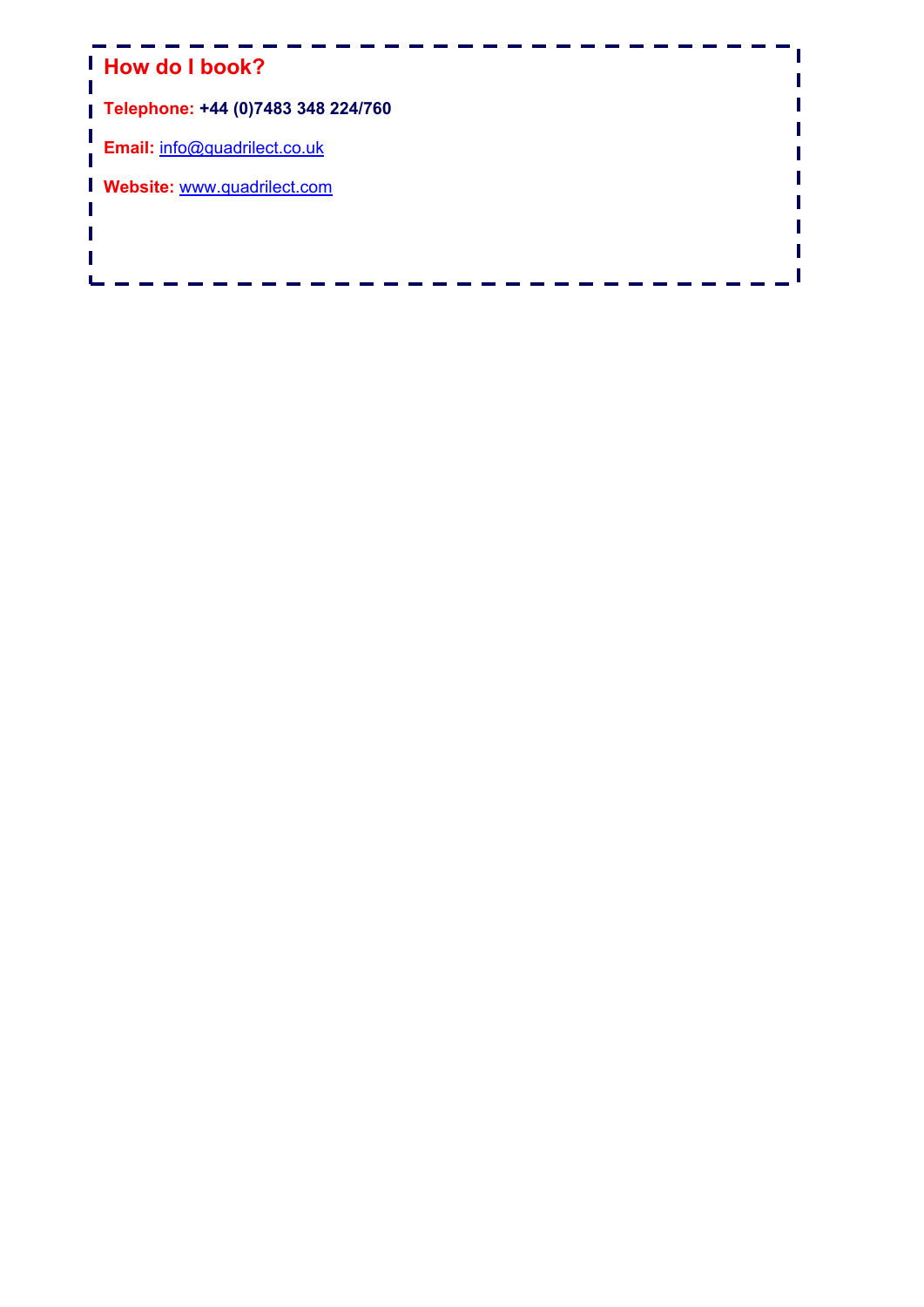## How do I book?

**Telephone:** **+44 (0)7483 348 224/760**

**Email:** info@quadrilect.co.uk

**Website:** www.quadrilect.com